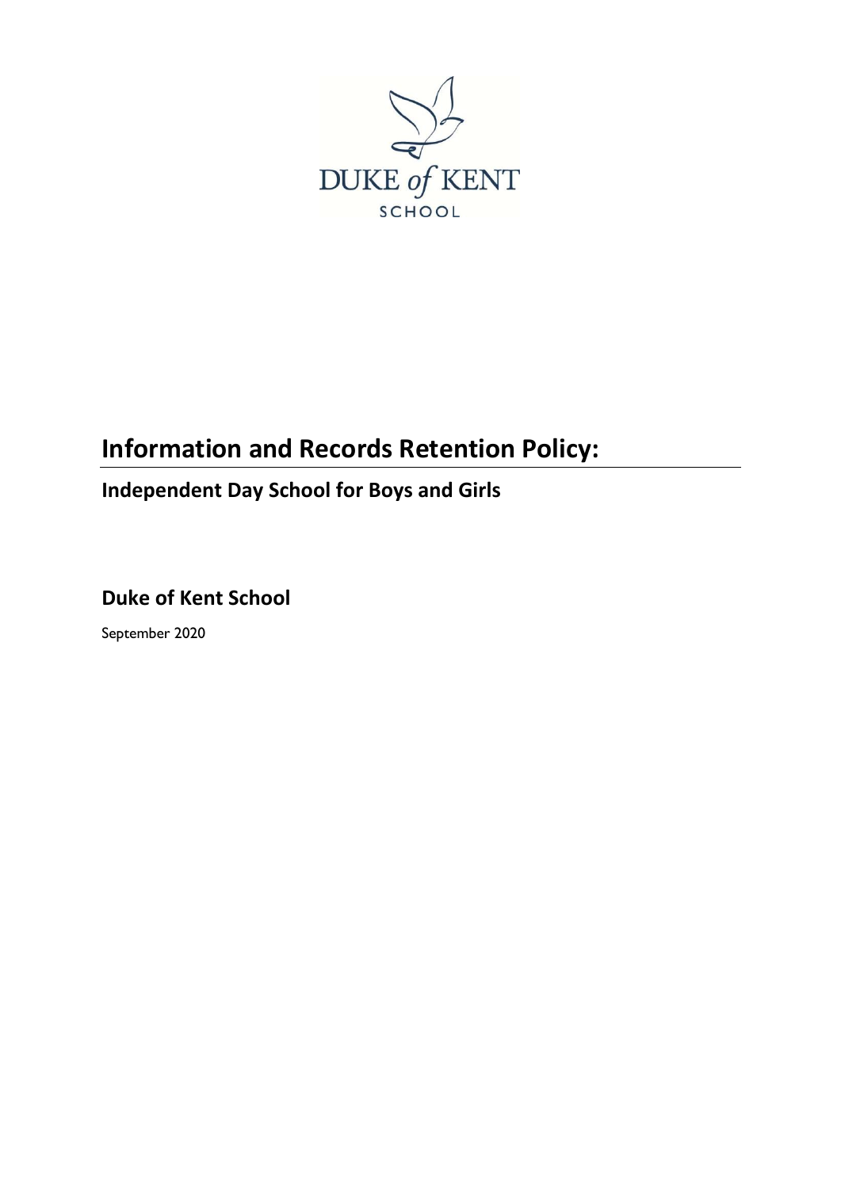DUKE of KENT

SCHOOL

# Information and Records Retention Policy:

## Independent Day School for Boys and Girls

## Duke of Kent School

September 2020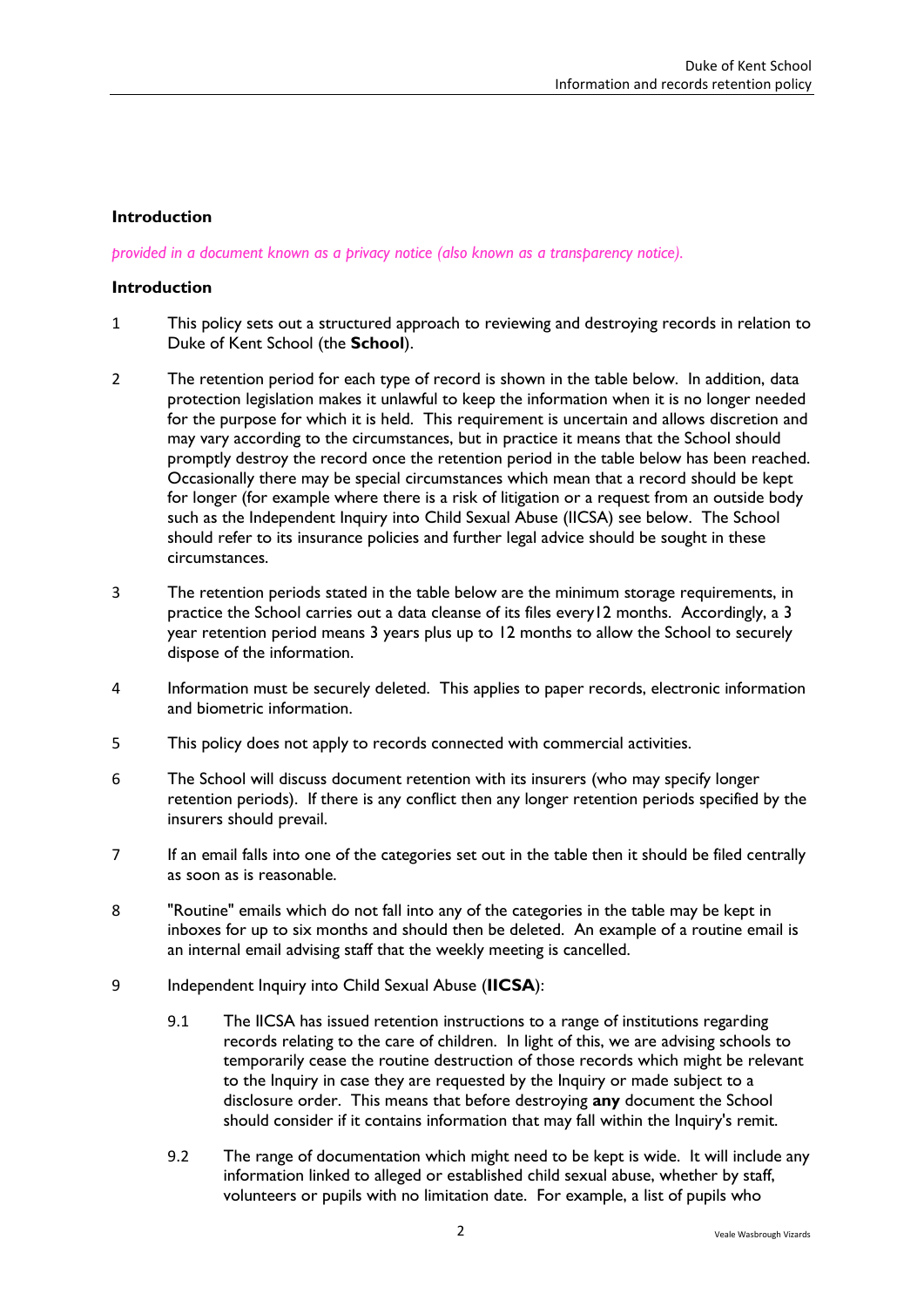## Introduction

*provided in a document known as a privacy notice (also known as a transparency notice).*

## Introduction

1. This policy sets out a structured approach to reviewing and destroying records in relation to Duke of Kent School (the **School**).

2. The retention period for each type of record is shown in the table below. In addition, data protection legislation makes it unlawful to keep the information when it is no longer needed for the purpose for which it is held. This requirement is uncertain and allows discretion and may vary according to the circumstances, but in practice it means that the School should promptly destroy the record once the retention period in the table below has been reached. Occasionally there may be special circumstances which mean that a record should be kept for longer (for example where there is a risk of litigation or a request from an outside body such as the Independent Inquiry into Child Sexual Abuse (IICSA) see below. The School should refer to its insurance policies and further legal advice should be sought in these circumstances.

3. The retention periods stated in the table below are the minimum storage requirements, in practice the School carries out a data cleanse of its files every12 months. Accordingly, a 3 year retention period means 3 years plus up to 12 months to allow the School to securely dispose of the information.

4. Information must be securely deleted. This applies to paper records, electronic information and biometric information.

5. This policy does not apply to records connected with commercial activities.

6. The School will discuss document retention with its insurers (who may specify longer retention periods). If there is any conflict then any longer retention periods specified by the insurers should prevail.

7. If an email falls into one of the categories set out in the table then it should be filed centrally as soon as is reasonable.

8. "Routine" emails which do not fall into any of the categories in the table may be kept in inboxes for up to six months and should then be deleted. An example of a routine email is an internal email advising staff that the weekly meeting is cancelled.

9. Independent Inquiry into Child Sexual Abuse (**IICSA**):

   9.1 The IICSA has issued retention instructions to a range of institutions regarding records relating to the care of children. In light of this, we are advising schools to temporarily cease the routine destruction of those records which might be relevant to the Inquiry in case they are requested by the Inquiry or made subject to a disclosure order. This means that before destroying **any** document the School should consider if it contains information that may fall within the Inquiry's remit.

   9.2 The range of documentation which might need to be kept is wide. It will include any information linked to alleged or established child sexual abuse, whether by staff, volunteers or pupils with no limitation date. For example, a list of pupils who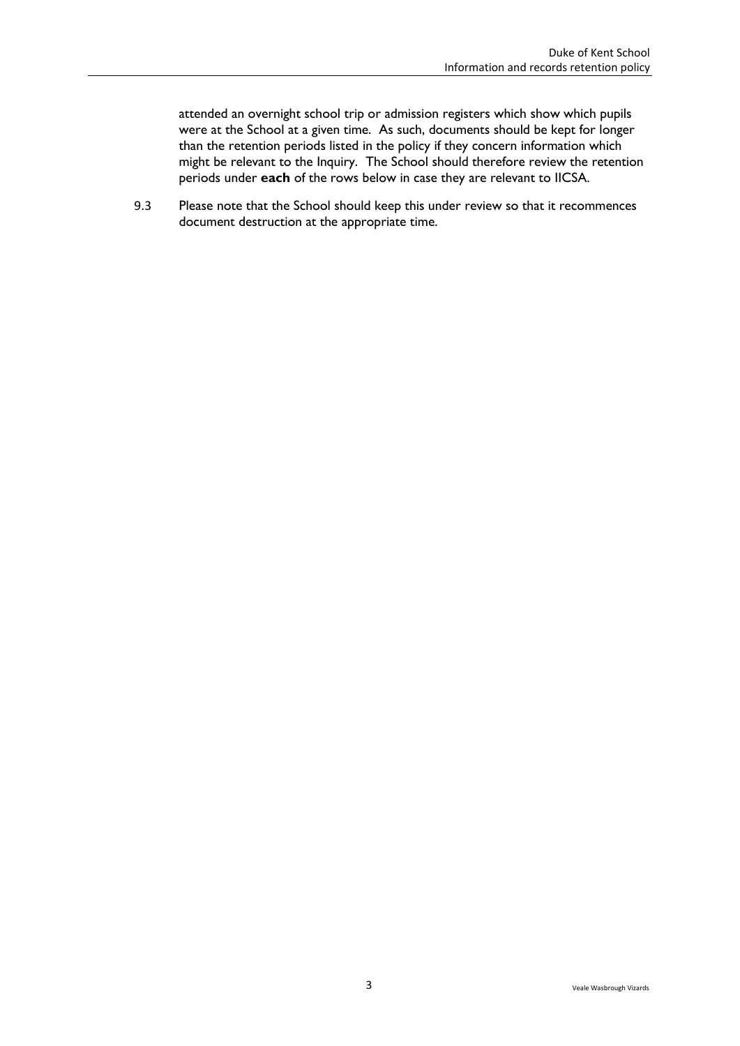attended an overnight school trip or admission registers which show which pupils were at the School at a given time. As such, documents should be kept for longer than the retention periods listed in the policy if they concern information which might be relevant to the Inquiry. The School should therefore review the retention periods under **each** of the rows below in case they are relevant to IICSA.

9.3 Please note that the School should keep this under review so that it recommences document destruction at the appropriate time.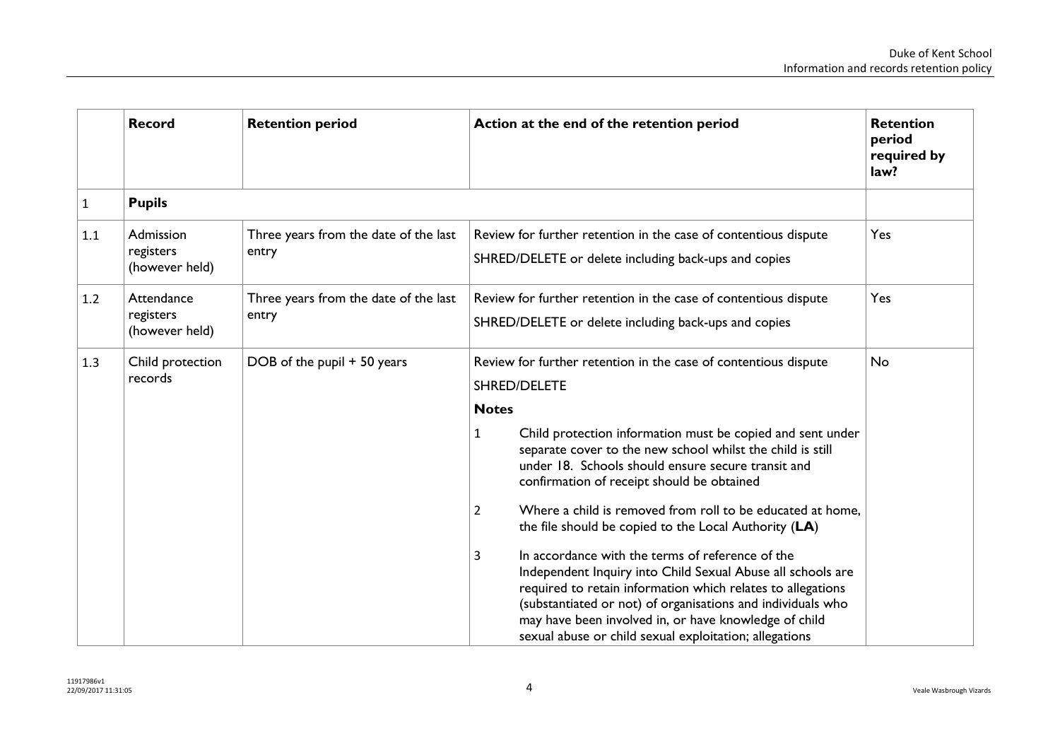|  | **Record** | **Retention period** | **Action at the end of the retention period** | **Retention period required by law?** |
|---|---|---|---|---|
| 1 | **Pupils** |  |  |  |
| 1.1 | Admission registers (however held) | Three years from the date of the last entry | Review for further retention in the case of contentious dispute<br>SHRED/DELETE or delete including back-ups and copies | Yes |
| 1.2 | Attendance registers (however held) | Three years from the date of the last entry | Review for further retention in the case of contentious dispute<br>SHRED/DELETE or delete including back-ups and copies | Yes |
| 1.3 | Child protection records | DOB of the pupil + 50 years | Review for further retention in the case of contentious dispute<br>SHRED/DELETE<br>**Notes**<br>1 Child protection information must be copied and sent under separate cover to the new school whilst the child is still under 18. Schools should ensure secure transit and confirmation of receipt should be obtained<br>2 Where a child is removed from roll to be educated at home, the file should be copied to the Local Authority (**LA**)<br>3 In accordance with the terms of reference of the Independent Inquiry into Child Sexual Abuse all schools are required to retain information which relates to allegations (substantiated or not) of organisations and individuals who may have been involved in, or have knowledge of child sexual abuse or child sexual exploitation; allegations | No |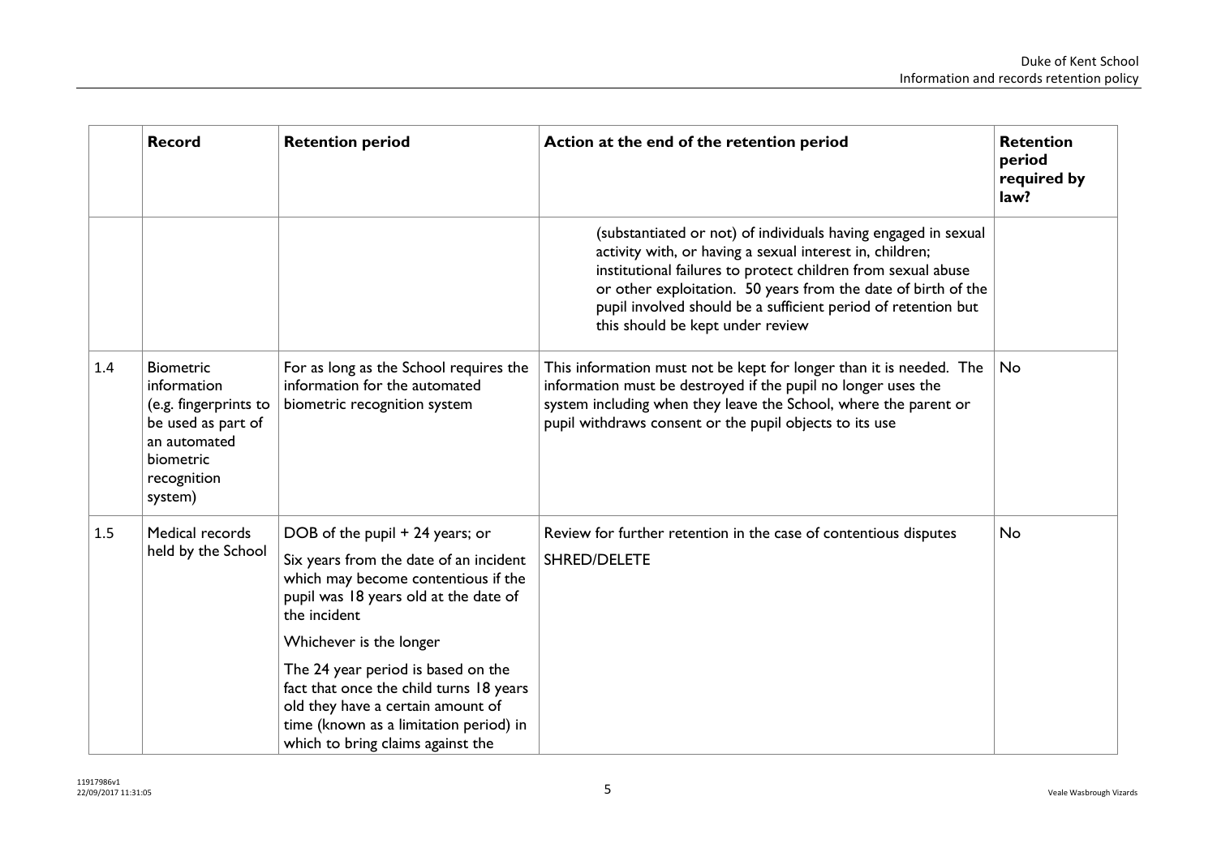| | Record | Retention period | Action at the end of the retention period | Retention period required by law? |
|---|---|---|---|---|
| | | | (substantiated or not) of individuals having engaged in sexual activity with, or having a sexual interest in, children; institutional failures to protect children from sexual abuse or other exploitation. 50 years from the date of birth of the pupil involved should be a sufficient period of retention but this should be kept under review | |
| 1.4 | Biometric information (e.g. fingerprints to be used as part of an automated biometric recognition system) | For as long as the School requires the information for the automated biometric recognition system | This information must not be kept for longer than it is needed. The information must be destroyed if the pupil no longer uses the system including when they leave the School, where the parent or pupil withdraws consent or the pupil objects to its use | No |
| 1.5 | Medical records held by the School | DOB of the pupil + 24 years; or<br><br>Six years from the date of an incident which may become contentious if the pupil was 18 years old at the date of the incident<br><br>Whichever is the longer<br><br>The 24 year period is based on the fact that once the child turns 18 years old they have a certain amount of time (known as a limitation period) in which to bring claims against the | Review for further retention in the case of contentious disputes<br><br>SHRED/DELETE | No |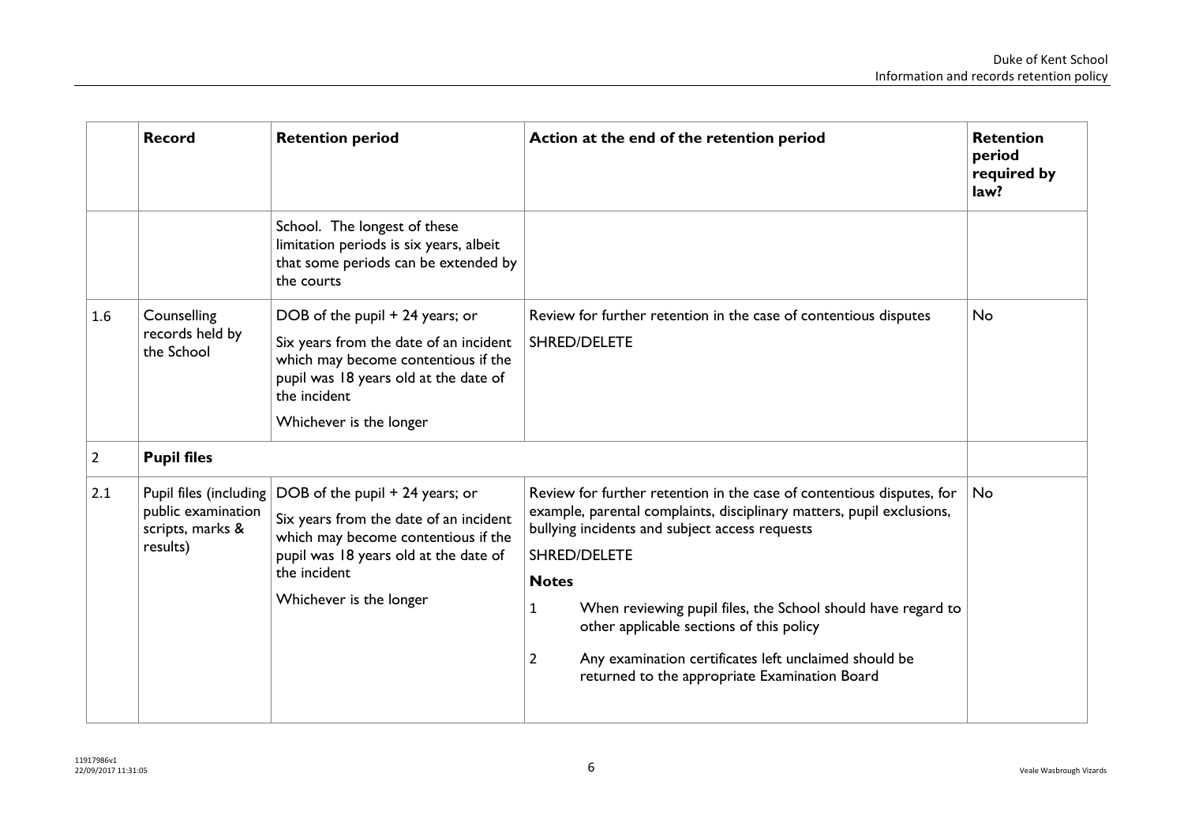| | Record | Retention period | Action at the end of the retention period | Retention period required by law? |
|---|---|---|---|---|
| | | School. The longest of these limitation periods is six years, albeit that some periods can be extended by the courts | | |
| 1.6 | Counselling records held by the School | DOB of the pupil + 24 years; or<br><br>Six years from the date of an incident which may become contentious if the pupil was 18 years old at the date of the incident<br><br>Whichever is the longer | Review for further retention in the case of contentious disputes<br><br>SHRED/DELETE | No |
| 2 | **Pupil files** | | | |
| 2.1 | Pupil files (including public examination scripts, marks & results) | DOB of the pupil + 24 years; or<br><br>Six years from the date of an incident which may become contentious if the pupil was 18 years old at the date of the incident<br><br>Whichever is the longer | Review for further retention in the case of contentious disputes, for example, parental complaints, disciplinary matters, pupil exclusions, bullying incidents and subject access requests<br><br>SHRED/DELETE<br><br>**Notes**<br><br>1 When reviewing pupil files, the School should have regard to other applicable sections of this policy<br><br>2 Any examination certificates left unclaimed should be returned to the appropriate Examination Board | No |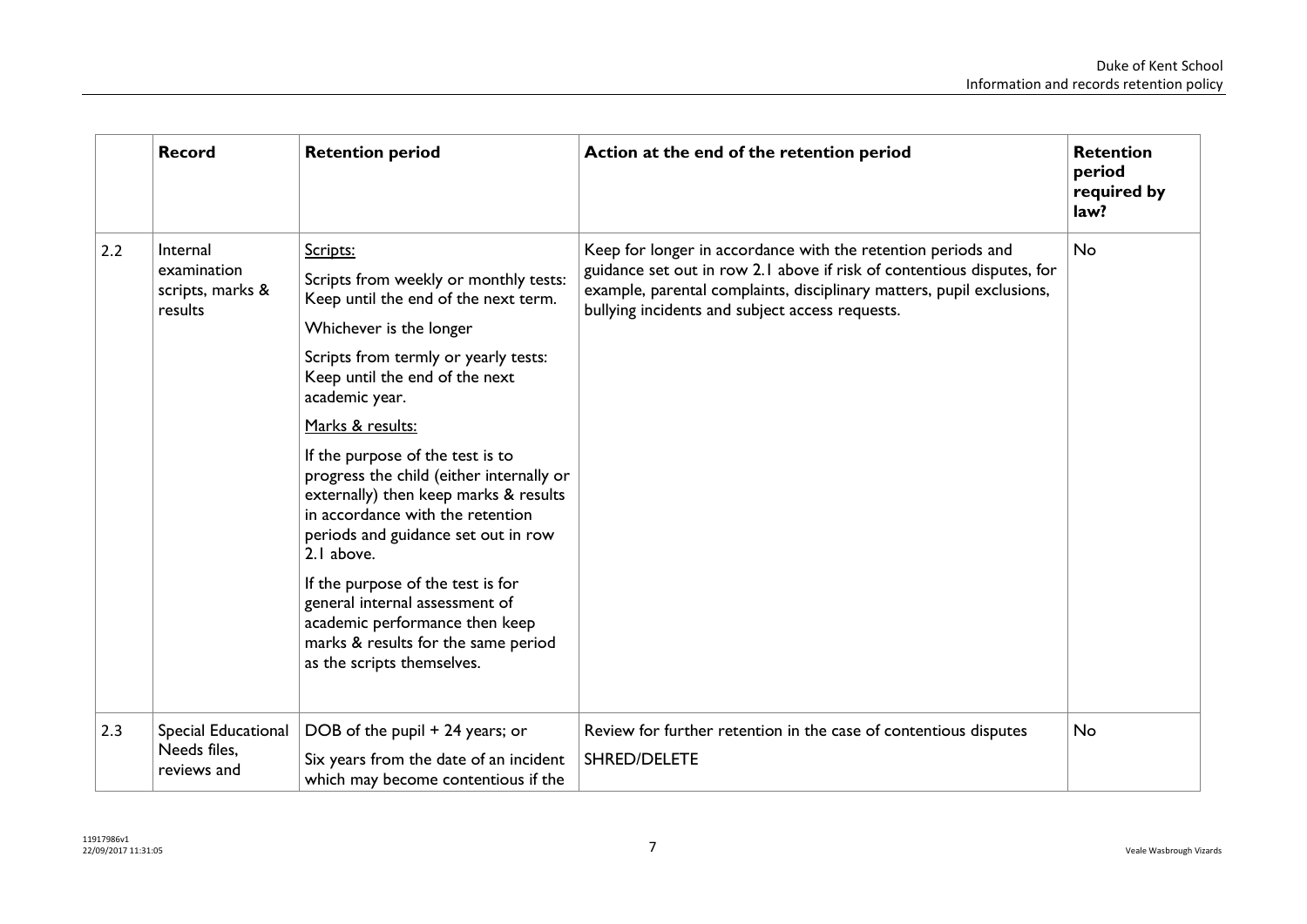| | Record | Retention period | Action at the end of the retention period | Retention period required by law? |
|---|---|---|---|---|
| 2.2 | Internal examination scripts, marks & results | Scripts:<br><br>Scripts from weekly or monthly tests: Keep until the end of the next term.<br><br>Whichever is the longer<br><br>Scripts from termly or yearly tests: Keep until the end of the next academic year.<br><br>Marks & results:<br><br>If the purpose of the test is to progress the child (either internally or externally) then keep marks & results in accordance with the retention periods and guidance set out in row 2.1 above.<br><br>If the purpose of the test is for general internal assessment of academic performance then keep marks & results for the same period as the scripts themselves. | Keep for longer in accordance with the retention periods and guidance set out in row 2.1 above if risk of contentious disputes, for example, parental complaints, disciplinary matters, pupil exclusions, bullying incidents and subject access requests. | No |
| 2.3 | Special Educational Needs files, reviews and | DOB of the pupil + 24 years; or<br><br>Six years from the date of an incident which may become contentious if the | Review for further retention in the case of contentious disputes<br><br>SHRED/DELETE | No |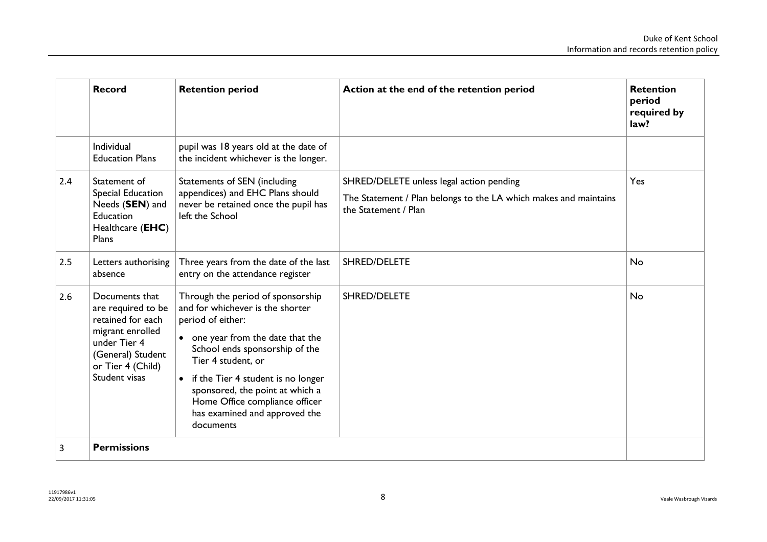| | Record | Retention period | Action at the end of the retention period | Retention period required by law? |
|---|---|---|---|---|
| | Individual Education Plans | pupil was 18 years old at the date of the incident whichever is the longer. | | |
| 2.4 | Statement of Special Education Needs (**SEN**) and Education Healthcare (**EHC**) Plans | Statements of SEN (including appendices) and EHC Plans should never be retained once the pupil has left the School | SHRED/DELETE unless legal action pending<br><br>The Statement / Plan belongs to the LA which makes and maintains the Statement / Plan | Yes |
| 2.5 | Letters authorising absence | Three years from the date of the last entry on the attendance register | SHRED/DELETE | No |
| 2.6 | Documents that are required to be retained for each migrant enrolled under Tier 4 (General) Student or Tier 4 (Child) Student visas | Through the period of sponsorship and for whichever is the shorter period of either:<br>• one year from the date that the School ends sponsorship of the Tier 4 student, or<br>• if the Tier 4 student is no longer sponsored, the point at which a Home Office compliance officer has examined and approved the documents | SHRED/DELETE | No |
| 3 | **Permissions** | | | |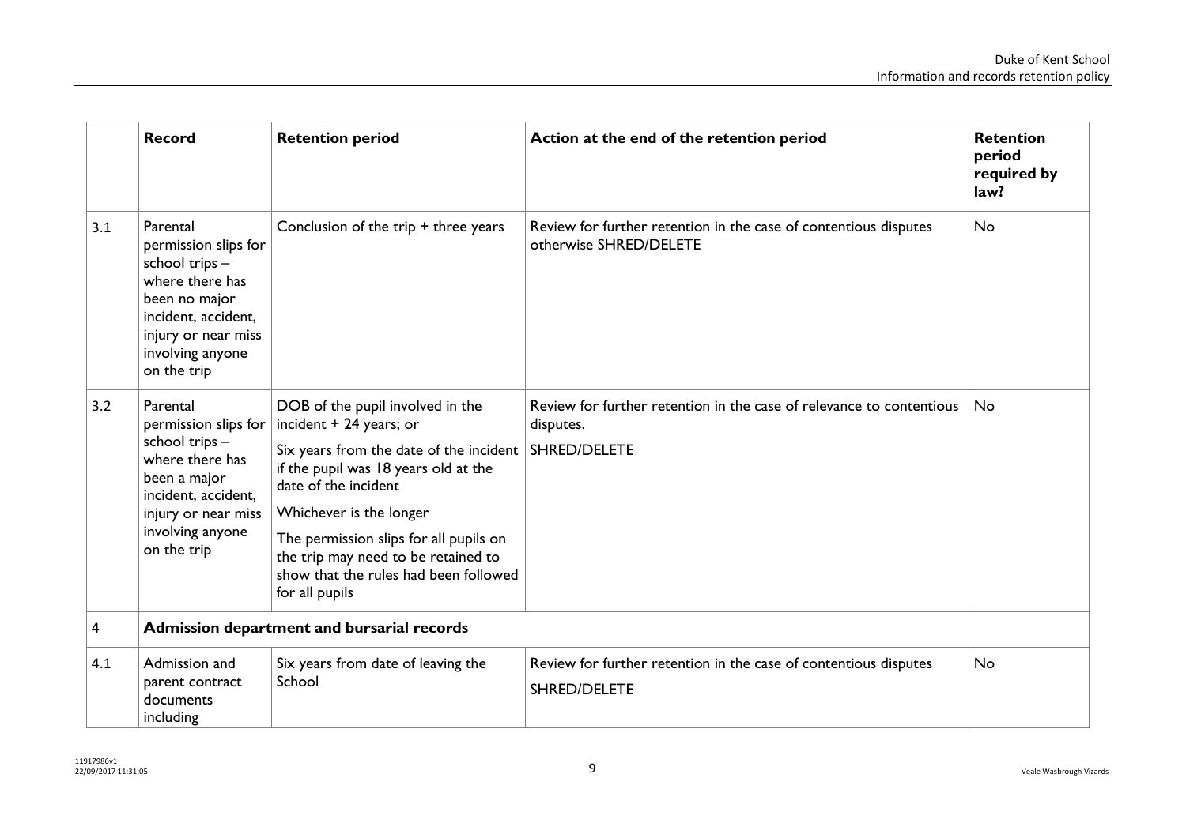| | Record | Retention period | Action at the end of the retention period | Retention period required by law? |
|---|---|---|---|---|
| 3.1 | Parental permission slips for school trips – where there has been no major incident, accident, injury or near miss involving anyone on the trip | Conclusion of the trip + three years | Review for further retention in the case of contentious disputes otherwise SHRED/DELETE | No |
| 3.2 | Parental permission slips for school trips – where there has been a major incident, accident, injury or near miss involving anyone on the trip | DOB of the pupil involved in the incident + 24 years; or<br><br>Six years from the date of the incident if the pupil was 18 years old at the date of the incident<br><br>Whichever is the longer<br><br>The permission slips for all pupils on the trip may need to be retained to show that the rules had been followed for all pupils | Review for further retention in the case of relevance to contentious disputes.<br><br>SHRED/DELETE | No |
| 4 | **Admission department and bursarial records** | | | |
| 4.1 | Admission and parent contract documents including | Six years from date of leaving the School | Review for further retention in the case of contentious disputes<br><br>SHRED/DELETE | No |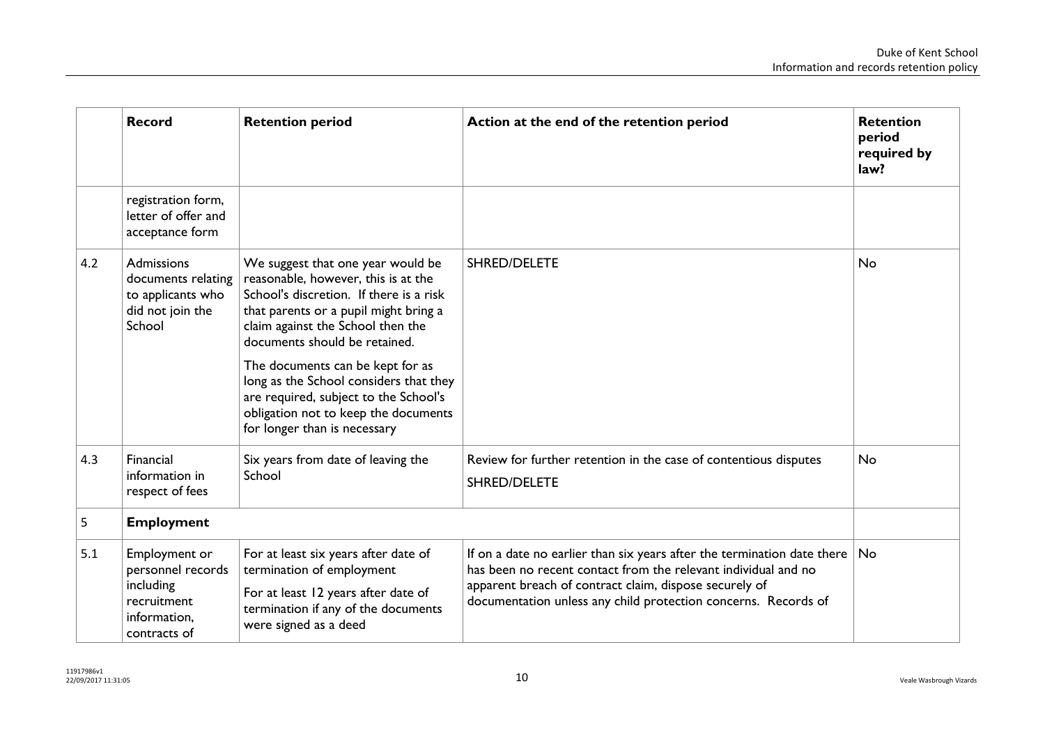| | Record | Retention period | Action at the end of the retention period | Retention period required by law? |
|---|---|---|---|---|
| | registration form, letter of offer and acceptance form | | | |
| 4.2 | Admissions documents relating to applicants who did not join the School | We suggest that one year would be reasonable, however, this is at the School's discretion. If there is a risk that parents or a pupil might bring a claim against the School then the documents should be retained.<br><br>The documents can be kept for as long as the School considers that they are required, subject to the School's obligation not to keep the documents for longer than is necessary | SHRED/DELETE | No |
| 4.3 | Financial information in respect of fees | Six years from date of leaving the School | Review for further retention in the case of contentious disputes<br><br>SHRED/DELETE | No |
| 5 | **Employment** | | | |
| 5.1 | Employment or personnel records including recruitment information, contracts of | For at least six years after date of termination of employment<br><br>For at least 12 years after date of termination if any of the documents were signed as a deed | If on a date no earlier than six years after the termination date there has been no recent contact from the relevant individual and no apparent breach of contract claim, dispose securely of documentation unless any child protection concerns. Records of | No |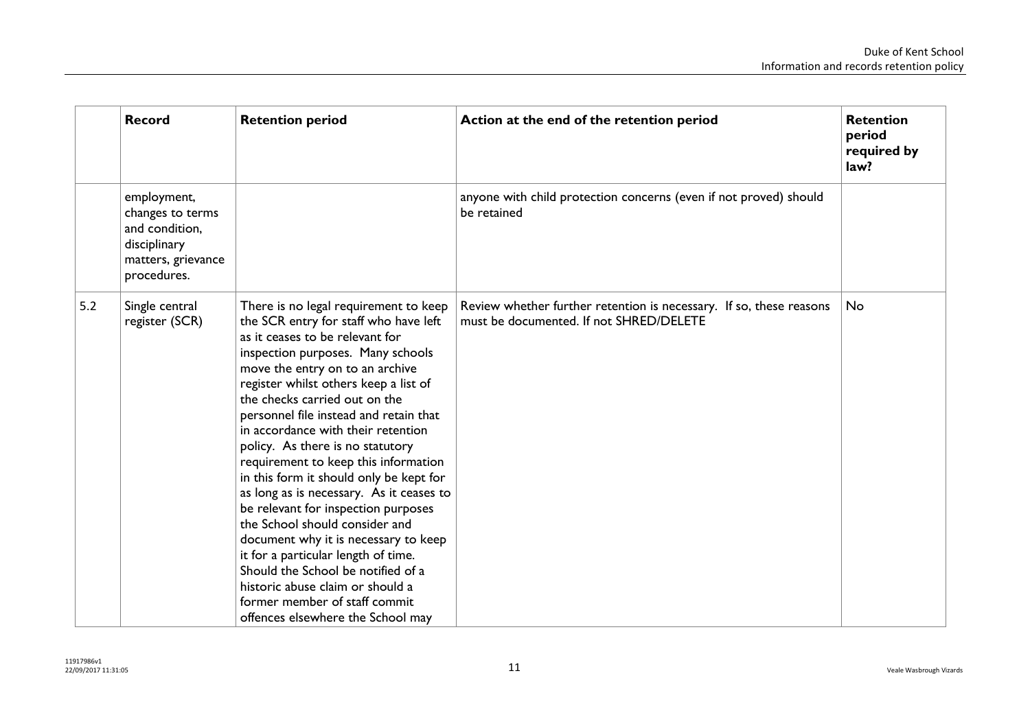| | Record | Retention period | Action at the end of the retention period | Retention period required by law? |
|---|---|---|---|---|
| | employment, changes to terms and condition, disciplinary matters, grievance procedures. | | anyone with child protection concerns (even if not proved) should be retained | |
| 5.2 | Single central register (SCR) | There is no legal requirement to keep the SCR entry for staff who have left as it ceases to be relevant for inspection purposes. Many schools move the entry on to an archive register whilst others keep a list of the checks carried out on the personnel file instead and retain that in accordance with their retention policy. As there is no statutory requirement to keep this information in this form it should only be kept for as long as is necessary. As it ceases to be relevant for inspection purposes the School should consider and document why it is necessary to keep it for a particular length of time. Should the School be notified of a historic abuse claim or should a former member of staff commit offences elsewhere the School may | Review whether further retention is necessary. If so, these reasons must be documented. If not SHRED/DELETE | No |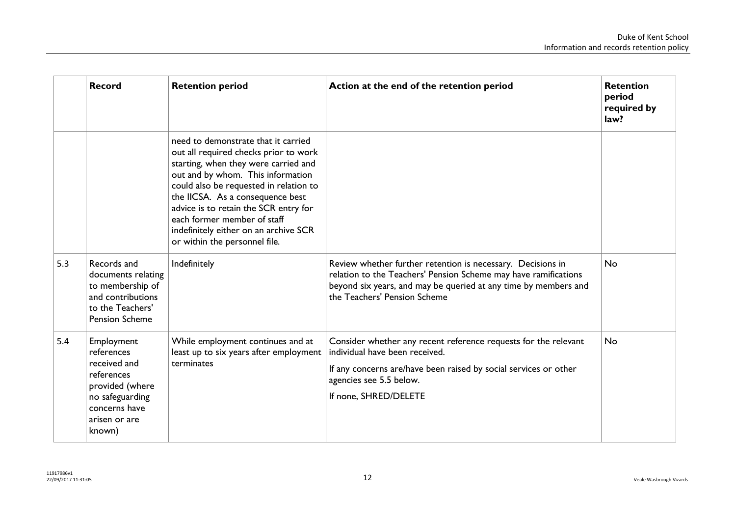| | Record | Retention period | Action at the end of the retention period | Retention period required by law? |
|---|---|---|---|---|
| | | need to demonstrate that it carried out all required checks prior to work starting, when they were carried and out and by whom. This information could also be requested in relation to the IICSA. As a consequence best advice is to retain the SCR entry for each former member of staff indefinitely either on an archive SCR or within the personnel file. | | |
| 5.3 | Records and documents relating to membership of and contributions to the Teachers' Pension Scheme | Indefinitely | Review whether further retention is necessary. Decisions in relation to the Teachers' Pension Scheme may have ramifications beyond six years, and may be queried at any time by members and the Teachers' Pension Scheme | No |
| 5.4 | Employment references received and references provided (where no safeguarding concerns have arisen or are known) | While employment continues and at least up to six years after employment terminates | Consider whether any recent reference requests for the relevant individual have been received.<br><br>If any concerns are/have been raised by social services or other agencies see 5.5 below.<br><br>If none, SHRED/DELETE | No |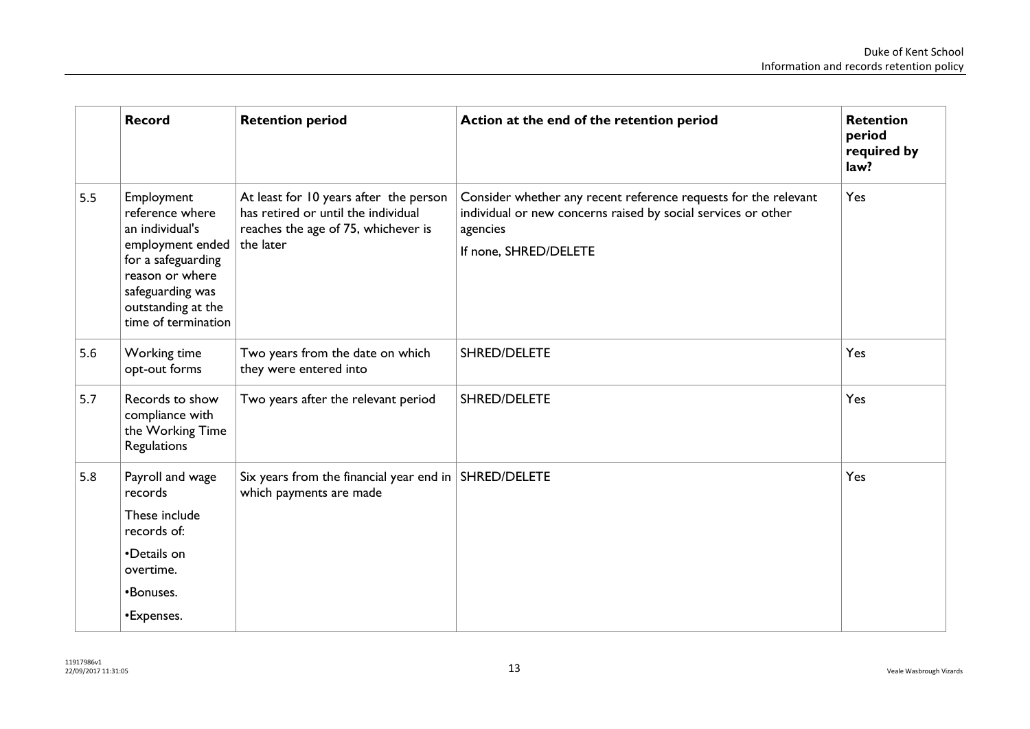| | Record | Retention period | Action at the end of the retention period | Retention period required by law? |
|---|---|---|---|---|
| 5.5 | Employment reference where an individual's employment ended for a safeguarding reason or where safeguarding was outstanding at the time of termination | At least for 10 years after the person has retired or until the individual reaches the age of 75, whichever is the later | Consider whether any recent reference requests for the relevant individual or new concerns raised by social services or other agencies<br>If none, SHRED/DELETE | Yes |
| 5.6 | Working time opt-out forms | Two years from the date on which they were entered into | SHRED/DELETE | Yes |
| 5.7 | Records to show compliance with the Working Time Regulations | Two years after the relevant period | SHRED/DELETE | Yes |
| 5.8 | Payroll and wage records<br>These include records of:<br>•Details on overtime.<br>•Bonuses.<br>•Expenses. | Six years from the financial year end in which payments are made | SHRED/DELETE | Yes |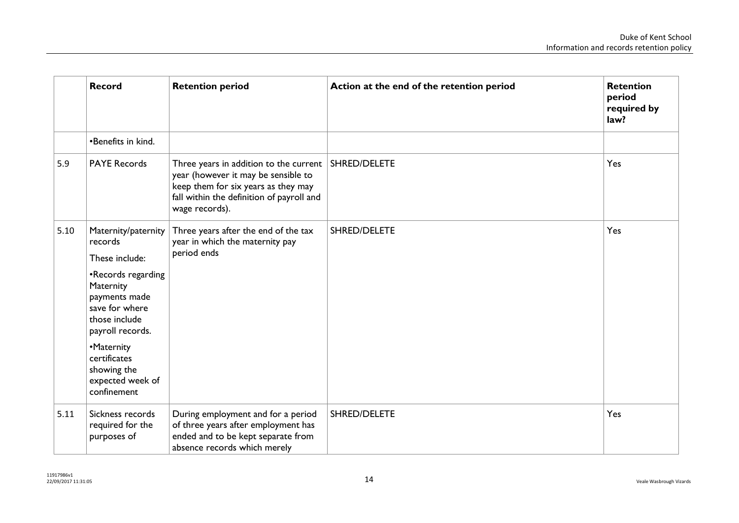|  | Record | Retention period | Action at the end of the retention period | Retention period required by law? |
|---|---|---|---|---|
|  | •Benefits in kind. |  |  |  |
| 5.9 | PAYE Records | Three years in addition to the current year (however it may be sensible to keep them for six years as they may fall within the definition of payroll and wage records). | SHRED/DELETE | Yes |
| 5.10 | Maternity/paternity records<br><br>These include:<br><br>•Records regarding Maternity payments made save for where those include payroll records.<br><br>•Maternity certificates showing the expected week of confinement | Three years after the end of the tax year in which the maternity pay period ends | SHRED/DELETE | Yes |
| 5.11 | Sickness records required for the purposes of | During employment and for a period of three years after employment has ended and to be kept separate from absence records which merely | SHRED/DELETE | Yes |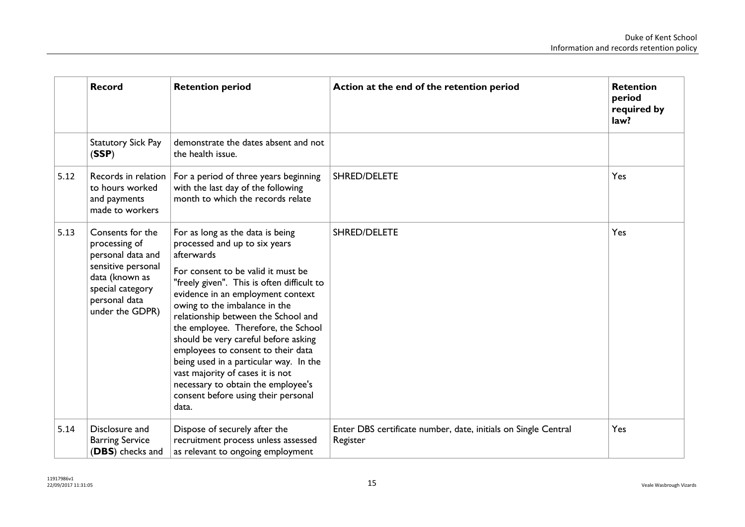| | Record | Retention period | Action at the end of the retention period | Retention period required by law? |
|---|---|---|---|---|
| | Statutory Sick Pay (**SSP**) | demonstrate the dates absent and not the health issue. | | |
| 5.12 | Records in relation to hours worked and payments made to workers | For a period of three years beginning with the last day of the following month to which the records relate | SHRED/DELETE | Yes |
| 5.13 | Consents for the processing of personal data and sensitive personal data (known as special category personal data under the GDPR) | For as long as the data is being processed and up to six years afterwards<br><br>For consent to be valid it must be "freely given". This is often difficult to evidence in an employment context owing to the imbalance in the relationship between the School and the employee. Therefore, the School should be very careful before asking employees to consent to their data being used in a particular way. In the vast majority of cases it is not necessary to obtain the employee's consent before using their personal data. | SHRED/DELETE | Yes |
| 5.14 | Disclosure and Barring Service (**DBS**) checks and | Dispose of securely after the recruitment process unless assessed as relevant to ongoing employment | Enter DBS certificate number, date, initials on Single Central Register | Yes |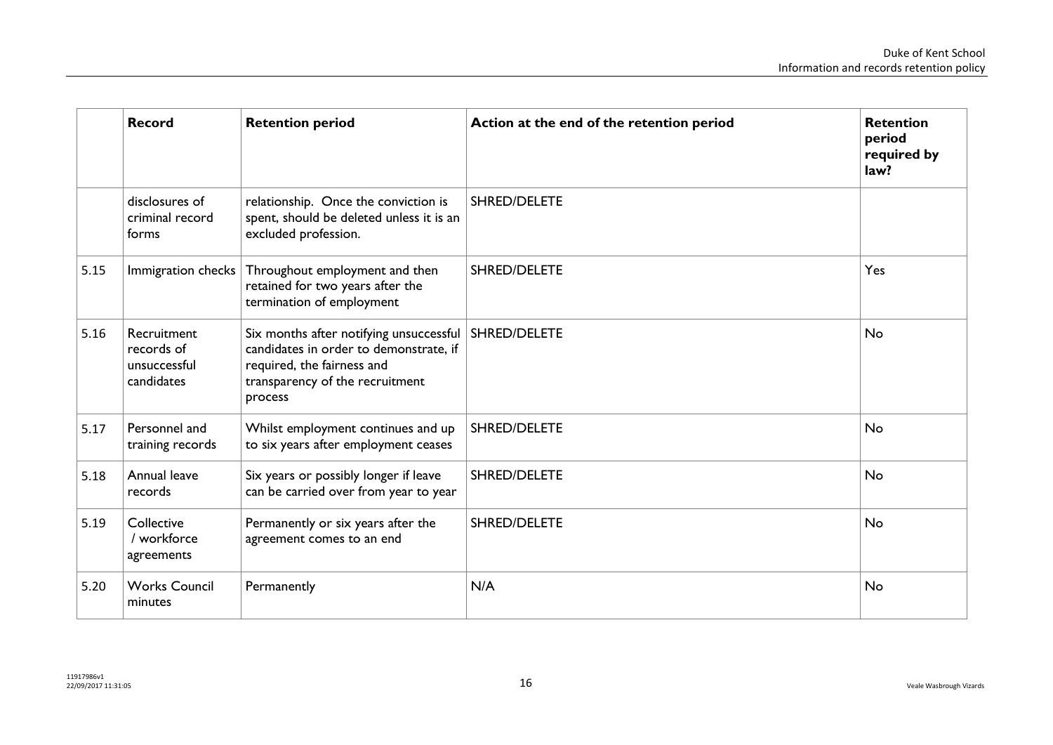| | Record | Retention period | Action at the end of the retention period | Retention period required by law? |
|---|---|---|---|---|
| | disclosures of criminal record forms | relationship. Once the conviction is spent, should be deleted unless it is an excluded profession. | SHRED/DELETE | |
| 5.15 | Immigration checks | Throughout employment and then retained for two years after the termination of employment | SHRED/DELETE | Yes |
| 5.16 | Recruitment records of unsuccessful candidates | Six months after notifying unsuccessful candidates in order to demonstrate, if required, the fairness and transparency of the recruitment process | SHRED/DELETE | No |
| 5.17 | Personnel and training records | Whilst employment continues and up to six years after employment ceases | SHRED/DELETE | No |
| 5.18 | Annual leave records | Six years or possibly longer if leave can be carried over from year to year | SHRED/DELETE | No |
| 5.19 | Collective / workforce agreements | Permanently or six years after the agreement comes to an end | SHRED/DELETE | No |
| 5.20 | Works Council minutes | Permanently | N/A | No |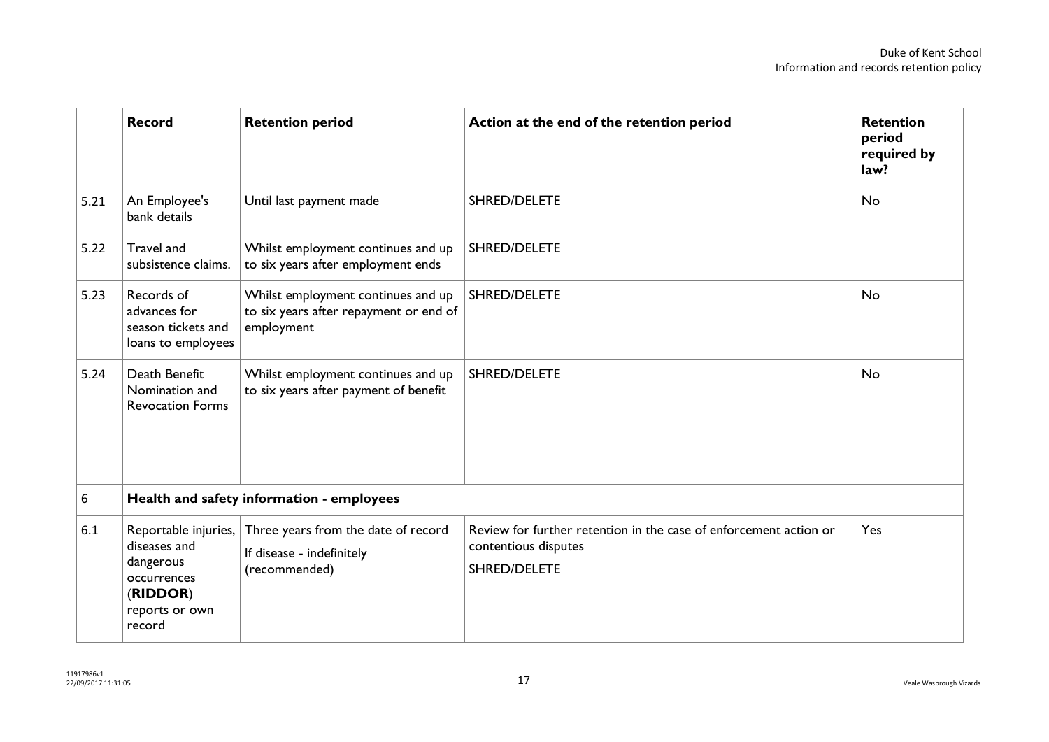|  | **Record** | **Retention period** | **Action at the end of the retention period** | **Retention period required by law?** |
|---|---|---|---|---|
| 5.21 | An Employee's bank details | Until last payment made | SHRED/DELETE | No |
| 5.22 | Travel and subsistence claims. | Whilst employment continues and up to six years after employment ends | SHRED/DELETE | |
| 5.23 | Records of advances for season tickets and loans to employees | Whilst employment continues and up to six years after repayment or end of employment | SHRED/DELETE | No |
| 5.24 | Death Benefit Nomination and Revocation Forms | Whilst employment continues and up to six years after payment of benefit | SHRED/DELETE | No |
| 6 | **Health and safety information - employees** | | | |
| 6.1 | Reportable injuries, diseases and dangerous occurrences (**RIDDOR**) reports or own record | Three years from the date of record<br>If disease - indefinitely (recommended) | Review for further retention in the case of enforcement action or contentious disputes<br>SHRED/DELETE | Yes |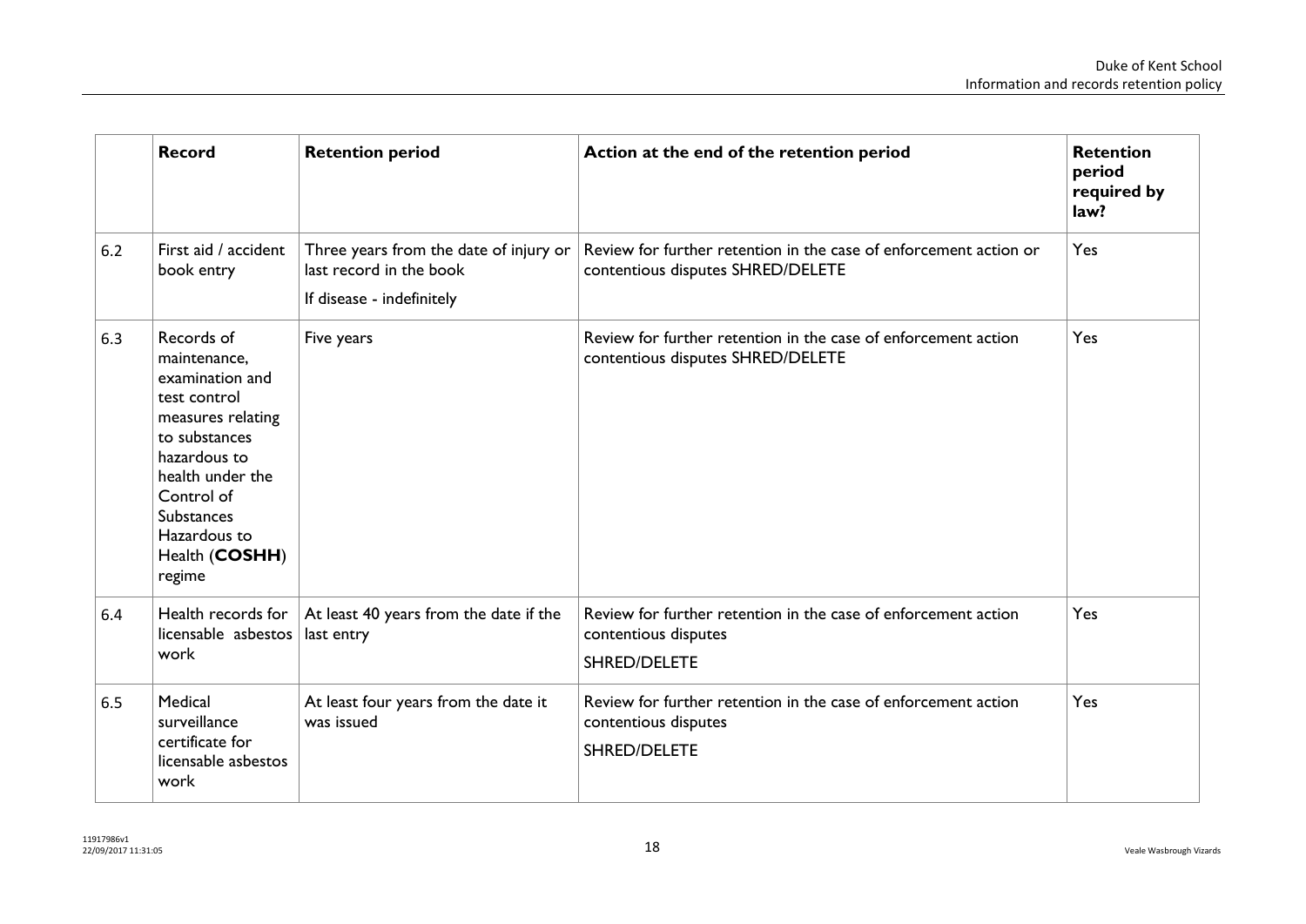| | Record | Retention period | Action at the end of the retention period | Retention period required by law? |
|---|---|---|---|---|
| 6.2 | First aid / accident book entry | Three years from the date of injury or last record in the book<br><br>If disease - indefinitely | Review for further retention in the case of enforcement action or contentious disputes SHRED/DELETE | Yes |
| 6.3 | Records of maintenance, examination and test control measures relating to substances hazardous to health under the Control of Substances Hazardous to Health (**COSHH**) regime | Five years | Review for further retention in the case of enforcement action contentious disputes SHRED/DELETE | Yes |
| 6.4 | Health records for licensable asbestos work | At least 40 years from the date if the last entry | Review for further retention in the case of enforcement action contentious disputes<br><br>SHRED/DELETE | Yes |
| 6.5 | Medical surveillance certificate for licensable asbestos work | At least four years from the date it was issued | Review for further retention in the case of enforcement action contentious disputes<br><br>SHRED/DELETE | Yes |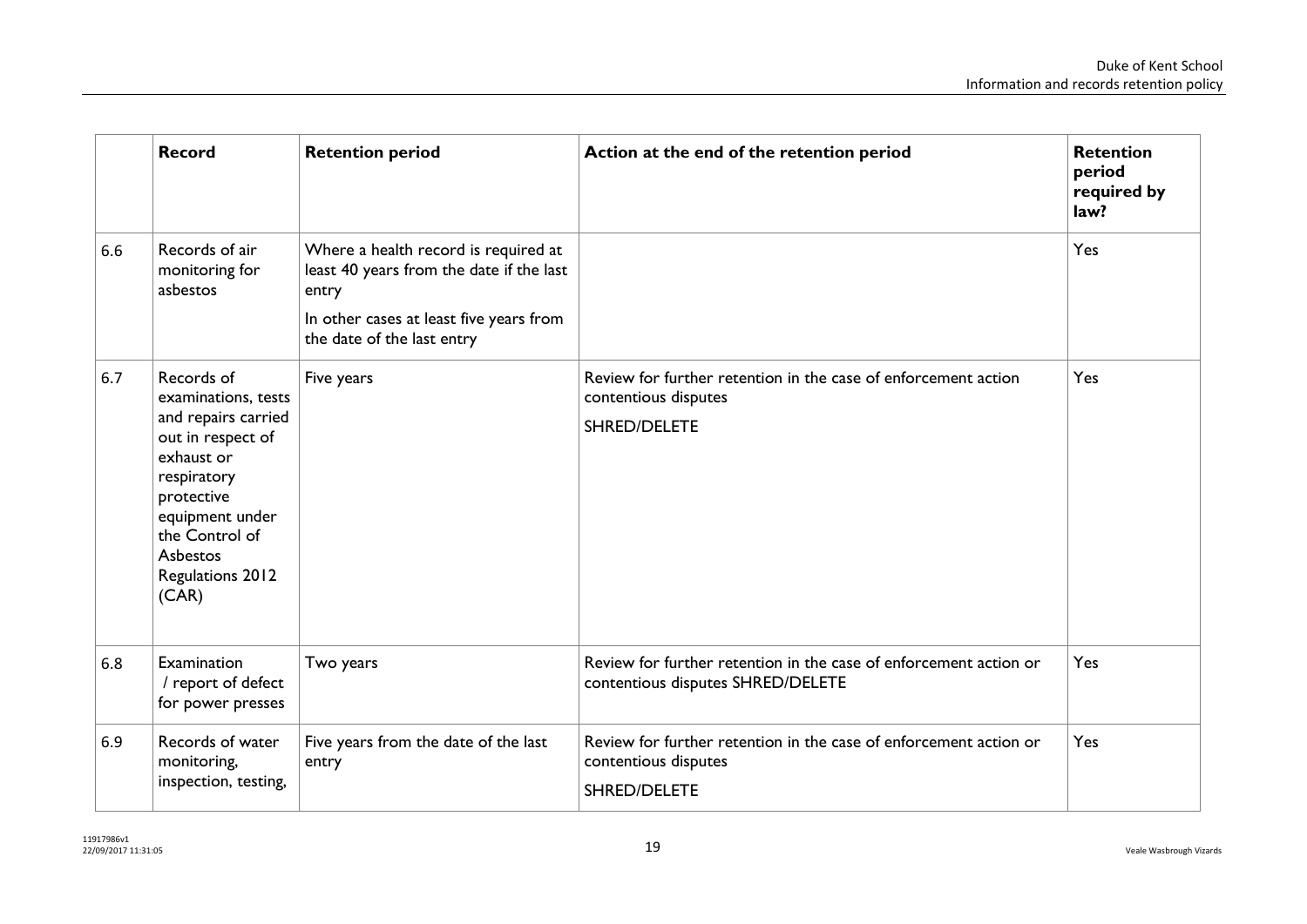| | Record | Retention period | Action at the end of the retention period | Retention period required by law? |
|---|---|---|---|---|
| 6.6 | Records of air monitoring for asbestos | Where a health record is required at least 40 years from the date if the last entry<br><br>In other cases at least five years from the date of the last entry | | Yes |
| 6.7 | Records of examinations, tests and repairs carried out in respect of exhaust or respiratory protective equipment under the Control of Asbestos Regulations 2012 (CAR) | Five years | Review for further retention in the case of enforcement action contentious disputes<br><br>SHRED/DELETE | Yes |
| 6.8 | Examination / report of defect for power presses | Two years | Review for further retention in the case of enforcement action or contentious disputes SHRED/DELETE | Yes |
| 6.9 | Records of water monitoring, inspection, testing, | Five years from the date of the last entry | Review for further retention in the case of enforcement action or contentious disputes<br><br>SHRED/DELETE | Yes |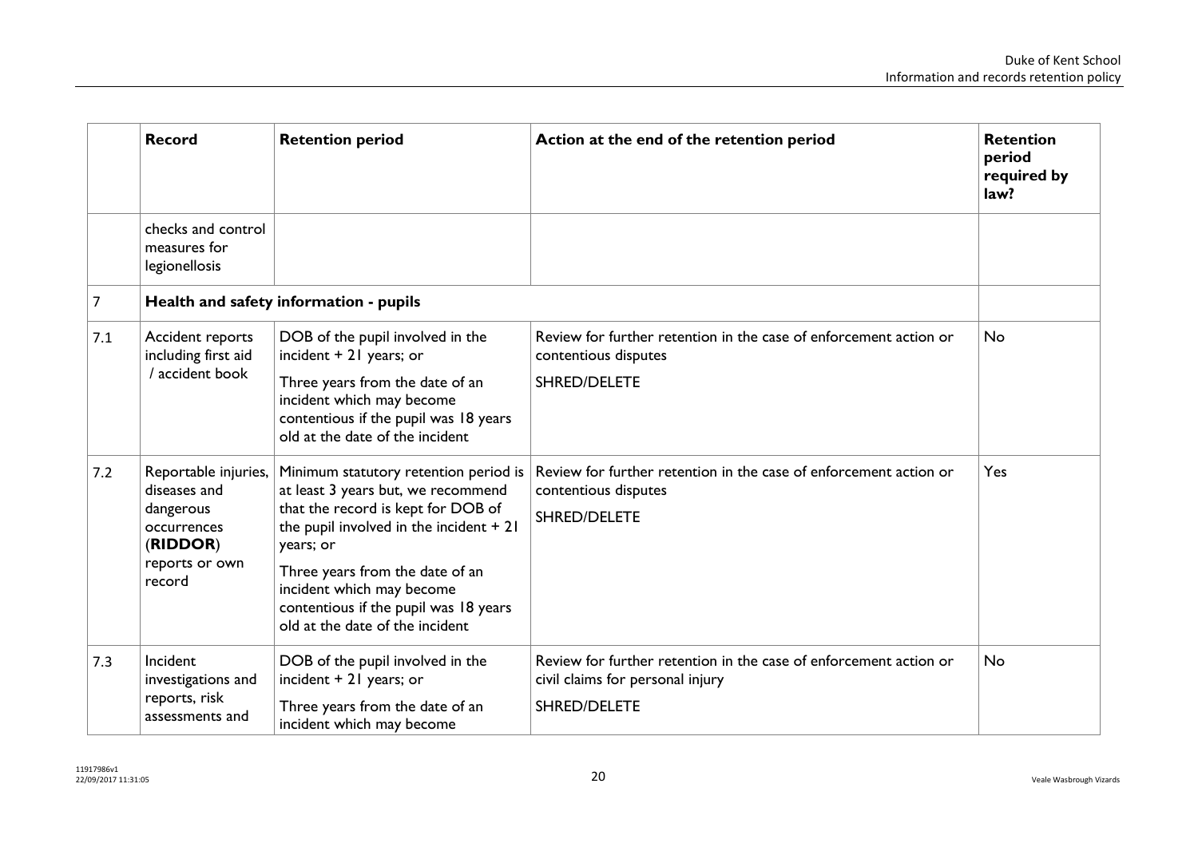| | Record | Retention period | Action at the end of the retention period | Retention period required by law? |
|---|---|---|---|---|
| | checks and control measures for legionellosis | | | |
| 7 | **Health and safety information - pupils** | | | |
| 7.1 | Accident reports including first aid / accident book | DOB of the pupil involved in the incident + 21 years; or<br><br>Three years from the date of an incident which may become contentious if the pupil was 18 years old at the date of the incident | Review for further retention in the case of enforcement action or contentious disputes<br><br>SHRED/DELETE | No |
| 7.2 | Reportable injuries, diseases and dangerous occurrences (**RIDDOR**) reports or own record | Minimum statutory retention period is at least 3 years but, we recommend that the record is kept for DOB of the pupil involved in the incident + 21 years; or<br><br>Three years from the date of an incident which may become contentious if the pupil was 18 years old at the date of the incident | Review for further retention in the case of enforcement action or contentious disputes<br><br>SHRED/DELETE | Yes |
| 7.3 | Incident investigations and reports, risk assessments and | DOB of the pupil involved in the incident + 21 years; or<br><br>Three years from the date of an incident which may become | Review for further retention in the case of enforcement action or civil claims for personal injury<br><br>SHRED/DELETE | No |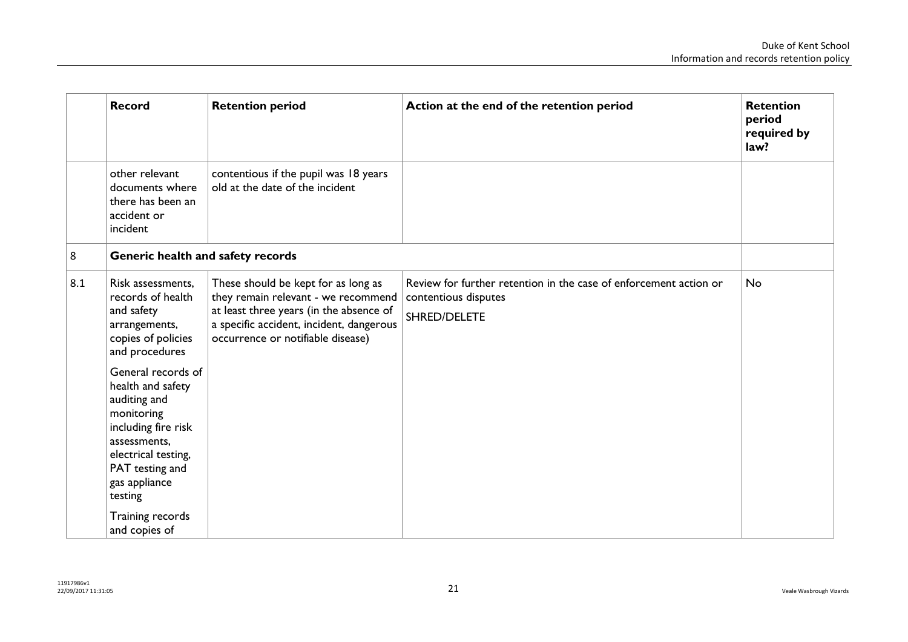| | Record | Retention period | Action at the end of the retention period | Retention period required by law? |
|---|---|---|---|---|
| | other relevant documents where there has been an accident or incident | contentious if the pupil was 18 years old at the date of the incident | | |
| 8 | **Generic health and safety records** | | | |
| 8.1 | Risk assessments, records of health and safety arrangements, copies of policies and procedures<br><br>General records of health and safety auditing and monitoring including fire risk assessments, electrical testing, PAT testing and gas appliance testing<br><br>Training records and copies of | These should be kept for as long as they remain relevant - we recommend at least three years (in the absence of a specific accident, incident, dangerous occurrence or notifiable disease) | Review for further retention in the case of enforcement action or contentious disputes<br><br>SHRED/DELETE | No |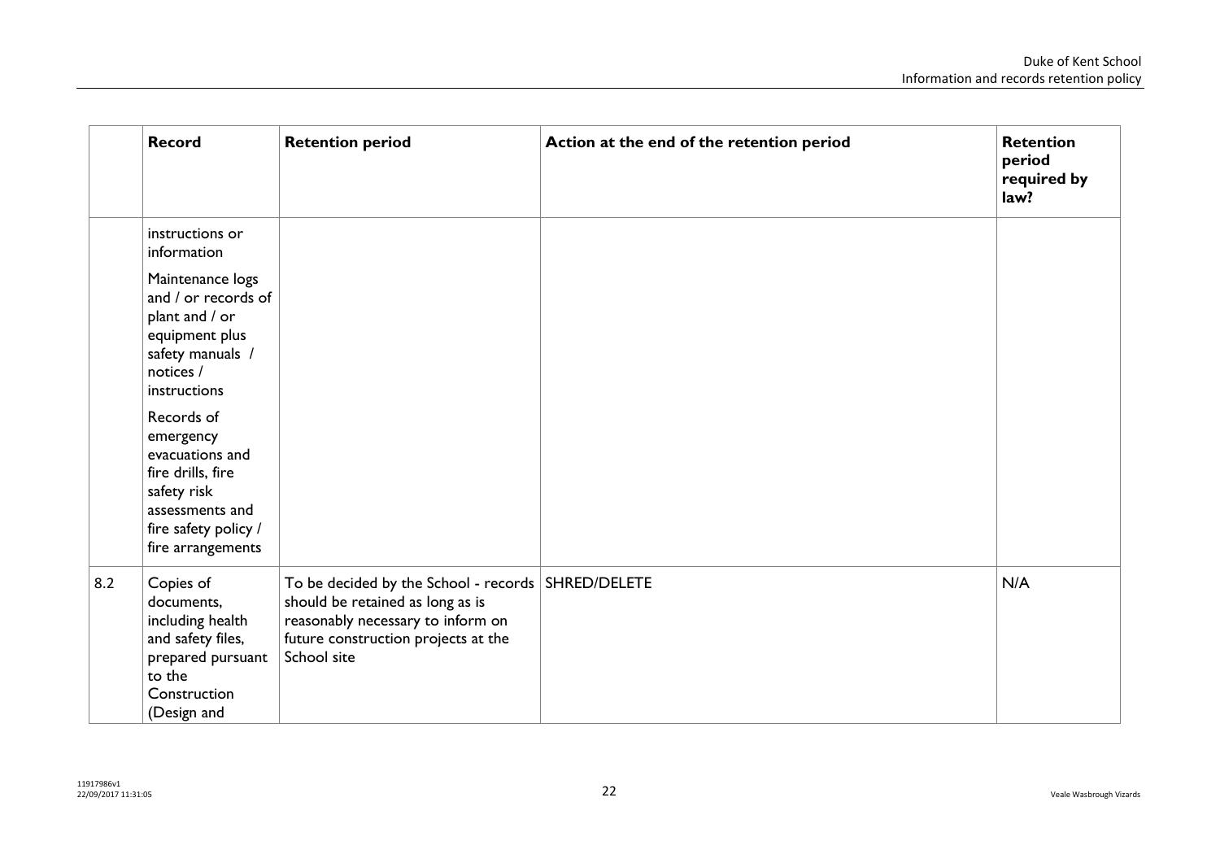| | Record | Retention period | Action at the end of the retention period | Retention period required by law? |
|---|---|---|---|---|
| | instructions or information<br><br>Maintenance logs and / or records of plant and / or equipment plus safety manuals / notices / instructions<br><br>Records of emergency evacuations and fire drills, fire safety risk assessments and fire safety policy / fire arrangements | | | |
| 8.2 | Copies of documents, including health and safety files, prepared pursuant to the Construction (Design and | To be decided by the School - records should be retained as long as is reasonably necessary to inform on future construction projects at the School site | SHRED/DELETE | N/A |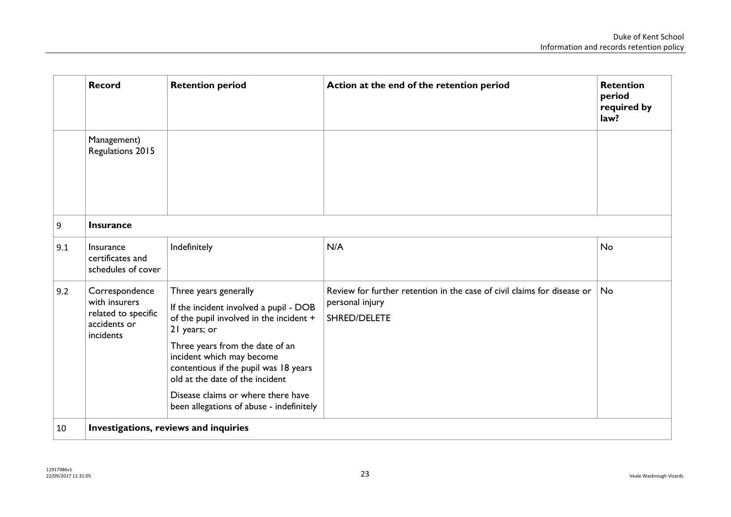|  | Record | Retention period | Action at the end of the retention period | Retention period required by law? |
|---|---|---|---|---|
|  | Management) Regulations 2015 |  |  |  |
| 9 | **Insurance** |  |  |  |
| 9.1 | Insurance certificates and schedules of cover | Indefinitely | N/A | No |
| 9.2 | Correspondence with insurers related to specific accidents or incidents | Three years generally<br><br>If the incident involved a pupil - DOB of the pupil involved in the incident + 21 years; or<br><br>Three years from the date of an incident which may become contentious if the pupil was 18 years old at the date of the incident<br><br>Disease claims or where there have been allegations of abuse - indefinitely | Review for further retention in the case of civil claims for disease or personal injury<br><br>SHRED/DELETE | No |
| 10 | **Investigations, reviews and inquiries** |  |  |  |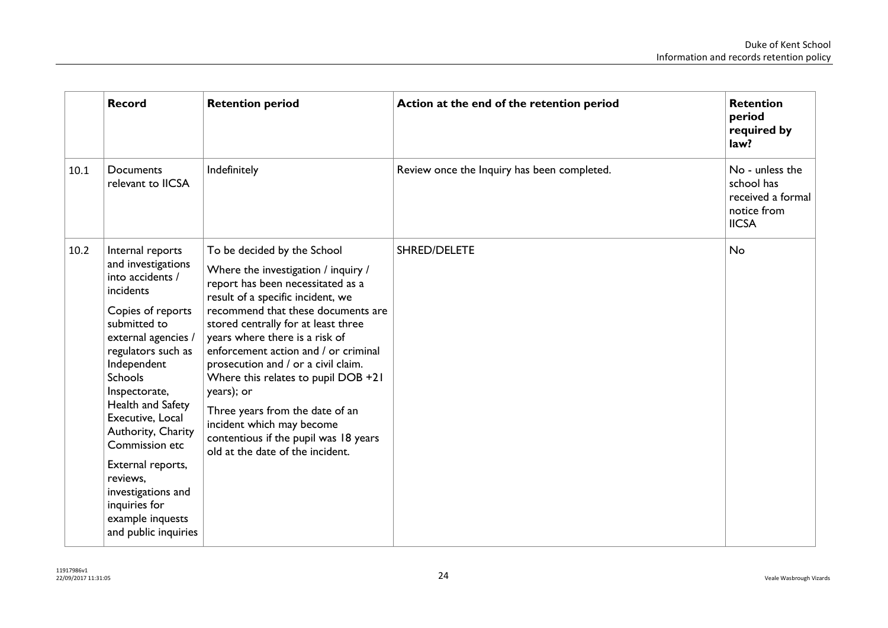| | Record | Retention period | Action at the end of the retention period | Retention period required by law? |
|---|---|---|---|---|
| 10.1 | Documents relevant to IICSA | Indefinitely | Review once the Inquiry has been completed. | No - unless the school has received a formal notice from IICSA |
| 10.2 | Internal reports and investigations into accidents / incidents<br><br>Copies of reports submitted to external agencies / regulators such as Independent Schools Inspectorate, Health and Safety Executive, Local Authority, Charity Commission etc<br><br>External reports, reviews, investigations and inquiries for example inquests and public inquiries | To be decided by the School<br><br>Where the investigation / inquiry / report has been necessitated as a result of a specific incident, we recommend that these documents are stored centrally for at least three years where there is a risk of enforcement action and / or criminal prosecution and / or a civil claim. Where this relates to pupil DOB +21 years); or<br><br>Three years from the date of an incident which may become contentious if the pupil was 18 years old at the date of the incident. | SHRED/DELETE | No |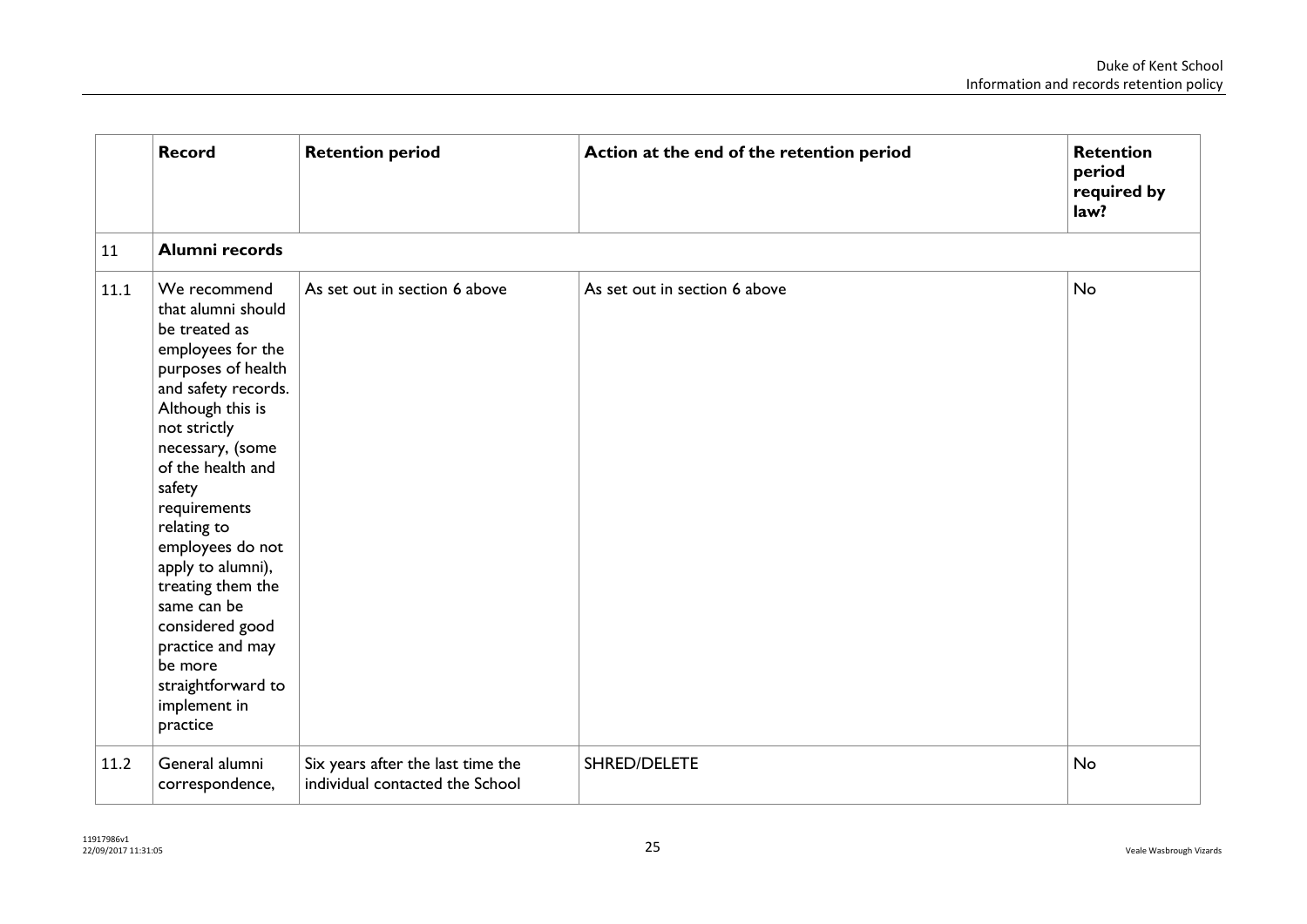| | Record | Retention period | Action at the end of the retention period | Retention period required by law? |
|---|---|---|---|---|
| 11 | **Alumni records** | | | |
| 11.1 | We recommend that alumni should be treated as employees for the purposes of health and safety records. Although this is not strictly necessary, (some of the health and safety requirements relating to employees do not apply to alumni), treating them the same can be considered good practice and may be more straightforward to implement in practice | As set out in section 6 above | As set out in section 6 above | No |
| 11.2 | General alumni correspondence, | Six years after the last time the individual contacted the School | SHRED/DELETE | No |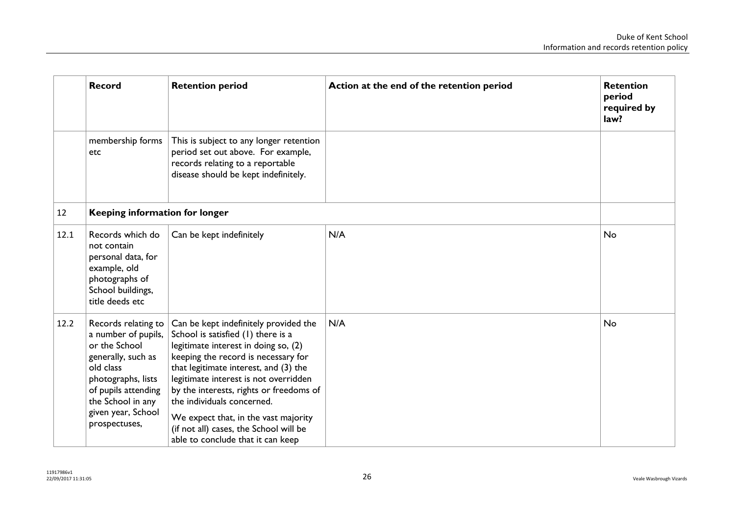|  | Record | Retention period | Action at the end of the retention period | Retention period required by law? |
|---|---|---|---|---|
|  | membership forms etc | This is subject to any longer retention period set out above. For example, records relating to a reportable disease should be kept indefinitely. |  |  |
| 12 | **Keeping information for longer** |  |  |  |
| 12.1 | Records which do not contain personal data, for example, old photographs of School buildings, title deeds etc | Can be kept indefinitely | N/A | No |
| 12.2 | Records relating to a number of pupils, or the School generally, such as old class photographs, lists of pupils attending the School in any given year, School prospectuses, | Can be kept indefinitely provided the School is satisfied (1) there is a legitimate interest in doing so, (2) keeping the record is necessary for that legitimate interest, and (3) the legitimate interest is not overridden by the interests, rights or freedoms of the individuals concerned. We expect that, in the vast majority (if not all) cases, the School will be able to conclude that it can keep | N/A | No |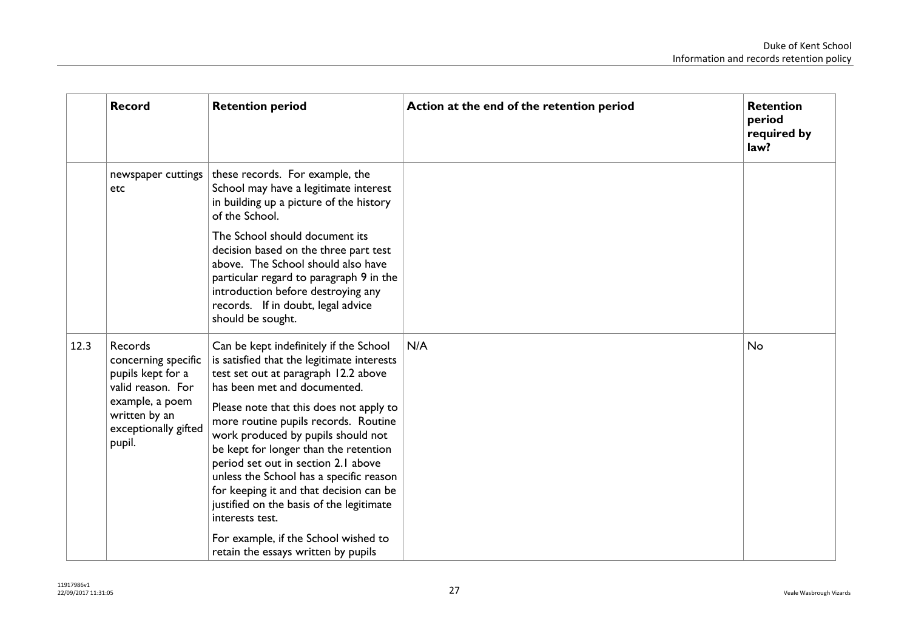| | Record | Retention period | Action at the end of the retention period | Retention period required by law? |
|---|---|---|---|---|
| | newspaper cuttings etc | these records. For example, the School may have a legitimate interest in building up a picture of the history of the School.<br><br>The School should document its decision based on the three part test above. The School should also have particular regard to paragraph 9 in the introduction before destroying any records. If in doubt, legal advice should be sought. | | |
| 12.3 | Records concerning specific pupils kept for a valid reason. For example, a poem written by an exceptionally gifted pupil. | Can be kept indefinitely if the School is satisfied that the legitimate interests test set out at paragraph 12.2 above has been met and documented.<br><br>Please note that this does not apply to more routine pupils records. Routine work produced by pupils should not be kept for longer than the retention period set out in section 2.1 above unless the School has a specific reason for keeping it and that decision can be justified on the basis of the legitimate interests test.<br><br>For example, if the School wished to retain the essays written by pupils | N/A | No |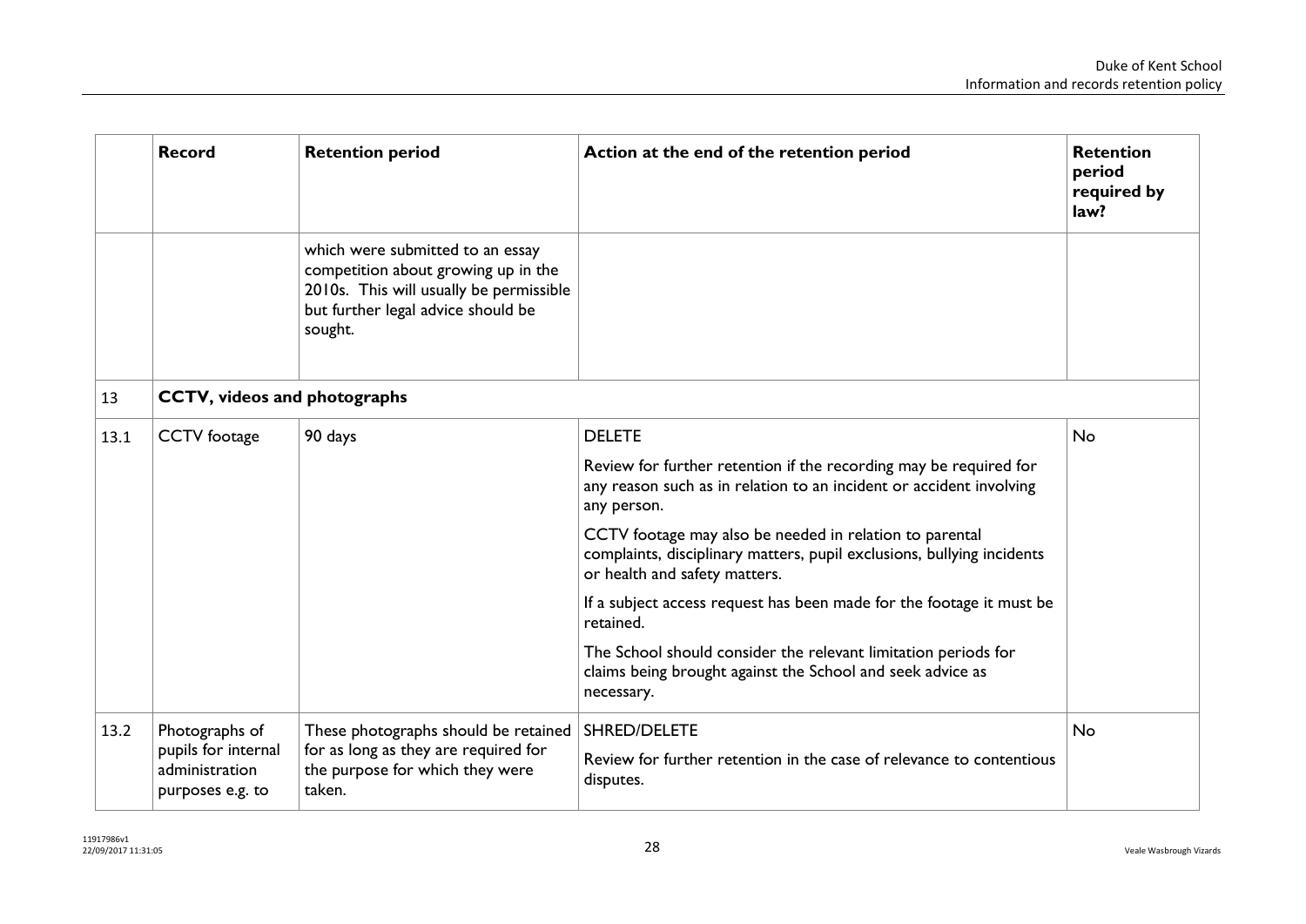| | Record | Retention period | Action at the end of the retention period | Retention period required by law? |
|---|---|---|---|---|
| | | which were submitted to an essay competition about growing up in the 2010s. This will usually be permissible but further legal advice should be sought. | | |
| 13 | **CCTV, videos and photographs** | | | |
| 13.1 | CCTV footage | 90 days | DELETE<br><br>Review for further retention if the recording may be required for any reason such as in relation to an incident or accident involving any person.<br><br>CCTV footage may also be needed in relation to parental complaints, disciplinary matters, pupil exclusions, bullying incidents or health and safety matters.<br><br>If a subject access request has been made for the footage it must be retained.<br><br>The School should consider the relevant limitation periods for claims being brought against the School and seek advice as necessary. | No |
| 13.2 | Photographs of pupils for internal administration purposes e.g. to | These photographs should be retained for as long as they are required for the purpose for which they were taken. | SHRED/DELETE<br><br>Review for further retention in the case of relevance to contentious disputes. | No |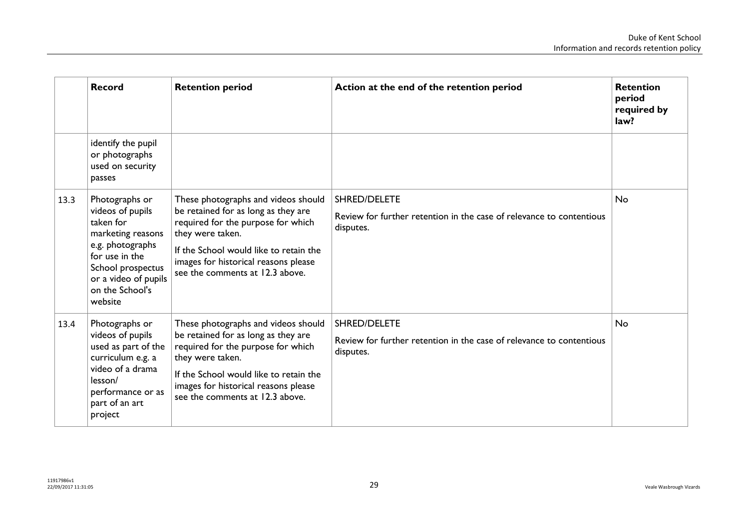| | Record | Retention period | Action at the end of the retention period | Retention period required by law? |
|---|---|---|---|---|
| | identify the pupil or photographs used on security passes | | | |
| 13.3 | Photographs or videos of pupils taken for marketing reasons e.g. photographs for use in the School prospectus or a video of pupils on the School's website | These photographs and videos should be retained for as long as they are required for the purpose for which they were taken.<br><br>If the School would like to retain the images for historical reasons please see the comments at 12.3 above. | SHRED/DELETE<br><br>Review for further retention in the case of relevance to contentious disputes. | No |
| 13.4 | Photographs or videos of pupils used as part of the curriculum e.g. a video of a drama lesson/ performance or as part of an art project | These photographs and videos should be retained for as long as they are required for the purpose for which they were taken.<br><br>If the School would like to retain the images for historical reasons please see the comments at 12.3 above. | SHRED/DELETE<br><br>Review for further retention in the case of relevance to contentious disputes. | No |